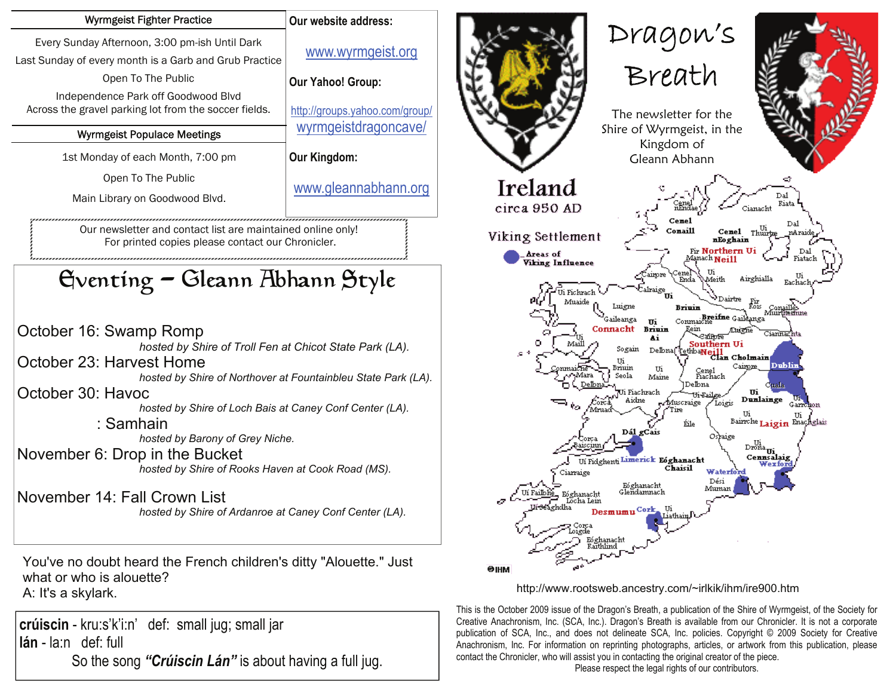# Dragon's Breath

The newsletter for the Shire of Wyrmgeist, in the Kingdom of Gleann Abhann

## Wyrmgeist Fighter Practice

Every Sunday Afternoon, 3:00 pm-ish Until Dark

Last Sunday of every month is a Garb and Grub Practice

Open To The Public

Independence Park off Goodwood Blvd

Across the gravel parking lot from the soccer fields.

## Wyrmgeist Populace Meetings

1st Monday of each Month, 7:00 pm

Open To The Public

Main Library on Goodwood Blvd.

**Our website address:**

www.wyrmgeist.org

**Our Yahoo! Group:**

http://groups.yahoo.com/group/wyrmgeistdragoncave/

**Our Kingdom:**

www.gleannabhann.org

Our newsletter and contact list are maintained online only!
For printed copies please contact our Chronicler.

## Eventing – Gleann Abhann Style

October 16: Swamp Romp
*hosted by Shire of Troll Fen at Chicot State Park (LA).*

October 23: Harvest Home
*hosted by Shire of Northover at Fountainbleu State Park (LA).*

October 30: Havoc
*hosted by Shire of Loch Bais at Caney Conf Center (LA).*

: Samhain
*hosted by Barony of Grey Niche.*

November 6: Drop in the Bucket
*hosted by Shire of Rooks Haven at Cook Road (MS).*

November 14: Fall Crown List
*hosted by Shire of Ardanroe at Caney Conf Center (LA).*

You've no doubt heard the French children's ditty "Alouette." Just what or who is alouette?
A: It's a skylark.

**crúiscin** - kru:s'k'i:n' def: small jug; small jar
**lán** - la:n def: full
So the song ***"Crúiscin Lán"*** is about having a full jug.

**Ireland circa 950 AD**

**Viking Settlement**

Areas of Viking Influence

Cenel nEndae, Cianacht, Dal Riata, Cenel Conaill, Cenel nEoghain, Ui Thuirtre, Dal nAraide, Fir Manach, Northern Ui Neill, Dal Fiatach, Cairpre, Cenel Enda, Ui Meith, Airghialla, Ui Eachach, Calraige, Ui Briuin, Ui Fichrach Muaide, Luighne, Dairtre, Fir Rois, Conaille Muirtheimne, Gaileanga, Connacht, Ui Briuin Ai, Connaicne Rein, Breifne, Gaileanga, Luighne, Cianachta, Ui Maill, Sogain, Delbna, Tethba, Cairpre, Southern Ui Neill, Clan Cholmain, Dublin, Conmaicne Mara, Ui Briuin Seola, Ui Maine, Cenel Fiachach, Cairpre, Delbna, Cuala, Ui Fiachrach Aidne, Ui Failge, Ui Dunlainge, Corca Mruad, Muscraige Tire, Loigis, Ui Garrchon, Ele, Ui Bairrche, Laigin, Ui Enechglais, Dál gCais, Osraige, Corca Baiscinn, Ui Drona, Ui Cennsalaig, Ui Fidgheinti, Limerick, Eóghanacht Chaisil, Wexford, Ciarraige, Waterford, Déisi Muman, Ui Failbhe, Eóghanacht Locha Lein, Eóghanacht Glendamnach, Ui Seaghdha, Desmumu, Cork, Ui Liathain, Corca Loigde, Eóghanacht Raithlind

©IHM

http://www.rootsweb.ancestry.com/~irlkik/ihm/ire900.htm

This is the October 2009 issue of the Dragon's Breath, a publication of the Shire of Wyrmgeist, of the Society for Creative Anachronism, Inc. (SCA, Inc.). Dragon's Breath is available from our Chronicler. It is not a corporate publication of SCA, Inc., and does not delineate SCA, Inc. policies. Copyright © 2009 Society for Creative Anachronism, Inc. For information on reprinting photographs, articles, or artwork from this publication, please contact the Chronicler, who will assist you in contacting the original creator of the piece.
Please respect the legal rights of our contributors.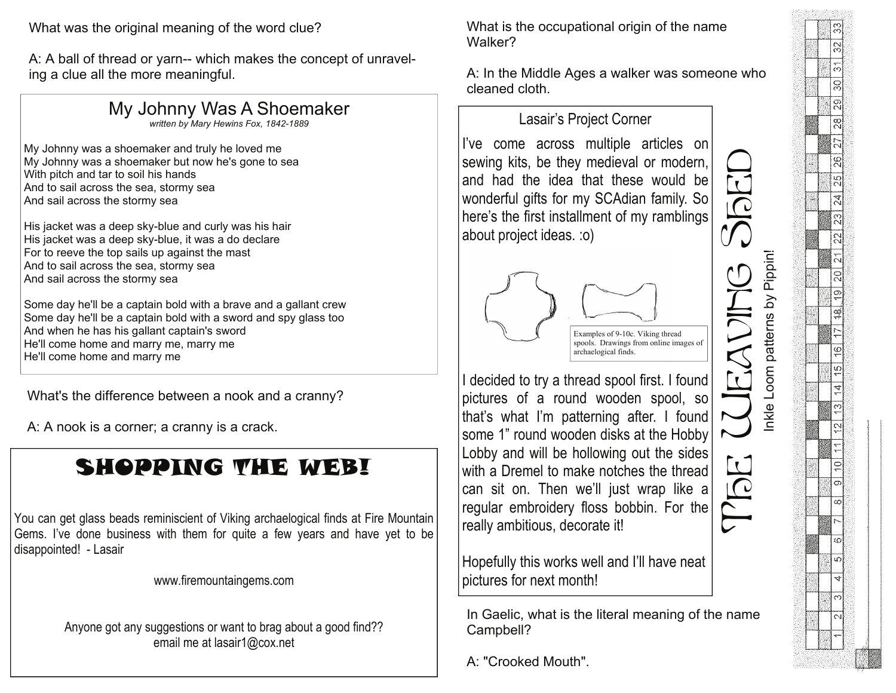What was the original meaning of the word clue?

A: A ball of thread or yarn-- which makes the concept of unraveling a clue all the more meaningful.

## My Johnny Was A Shoemaker

*written by Mary Hewins Fox, 1842-1889*

My Johnny was a shoemaker and truly he loved me
My Johnny was a shoemaker but now he's gone to sea
With pitch and tar to soil his hands
And to sail across the sea, stormy sea
And sail across the stormy sea

His jacket was a deep sky-blue and curly was his hair
His jacket was a deep sky-blue, it was a do declare
For to reeve the top sails up against the mast
And to sail across the sea, stormy sea
And sail across the stormy sea

Some day he'll be a captain bold with a brave and a gallant crew
Some day he'll be a captain bold with a sword and spy glass too
And when he has his gallant captain's sword
He'll come home and marry me, marry me
He'll come home and marry me

What's the difference between a nook and a cranny?

A: A nook is a corner; a cranny is a crack.

## SHOPPING THE WEB!

You can get glass beads reminiscent of Viking archaelogical finds at Fire Mountain Gems. I've done business with them for quite a few years and have yet to be disappointed! - Lasair

www.firemountaingems.com

Anyone got any suggestions or want to brag about a good find??
email me at lasair1@cox.net

What is the occupational origin of the name Walker?

A: In the Middle Ages a walker was someone who cleaned cloth.

## Lasair's Project Corner

I've come across multiple articles on sewing kits, be they medieval or modern, and had the idea that these would be wonderful gifts for my SCAdian family. So here's the first installment of my ramblings about project ideas. :o)

Examples of 9-10c. Viking thread spools. Drawings from online images of archaelogical finds.

I decided to try a thread spool first. I found pictures of a round wooden spool, so that's what I'm patterning after. I found some 1" round wooden disks at the Hobby Lobby and will be hollowing out the sides with a Dremel to make notches the thread can sit on. Then we'll just wrap like a regular embroidery floss bobbin. For the really ambitious, decorate it!

Hopefully this works well and I'll have neat pictures for next month!

In Gaelic, what is the literal meaning of the name Campbell?

A: "Crooked Mouth".

## The Weaving Shed

Inkle Loom patterns by Pippin!

1 2 3 4 5 6 7 8 9 10 11 12 13 14 15 16 17 18 19 20 21 22 23 24 25 26 27 28 29 30 31 32 33